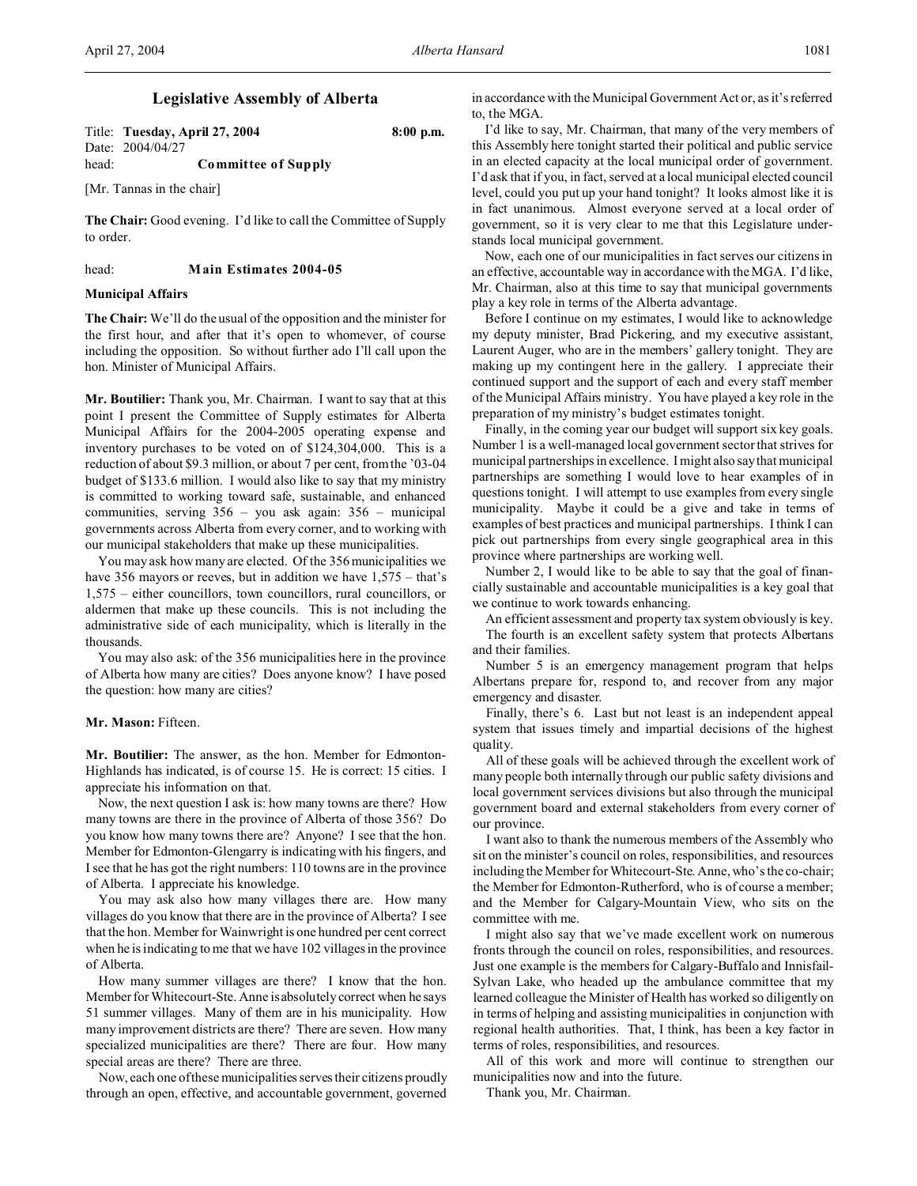# Legislative Assembly of Alberta

Title: **Tuesday, April 27, 2004** **8:00 p.m.**
Date: 2004/04/27
head: **Committee of Supply**

[Mr. Tannas in the chair]

**The Chair:** Good evening. I'd like to call the Committee of Supply to order.

head: **Main Estimates 2004-05**

**Municipal Affairs**

**The Chair:** We'll do the usual of the opposition and the minister for the first hour, and after that it's open to whomever, of course including the opposition. So without further ado I'll call upon the hon. Minister of Municipal Affairs.

**Mr. Boutilier:** Thank you, Mr. Chairman. I want to say that at this point I present the Committee of Supply estimates for Alberta Municipal Affairs for the 2004-2005 operating expense and inventory purchases to be voted on of $124,304,000. This is a reduction of about $9.3 million, or about 7 per cent, from the '03-04 budget of $133.6 million. I would also like to say that my ministry is committed to working toward safe, sustainable, and enhanced communities, serving 356 – you ask again: 356 – municipal governments across Alberta from every corner, and to working with our municipal stakeholders that make up these municipalities.

You may ask how many are elected. Of the 356 municipalities we have 356 mayors or reeves, but in addition we have 1,575 – that's 1,575 – either councillors, town councillors, rural councillors, or aldermen that make up these councils. This is not including the administrative side of each municipality, which is literally in the thousands.

You may also ask: of the 356 municipalities here in the province of Alberta how many are cities? Does anyone know? I have posed the question: how many are cities?

**Mr. Mason:** Fifteen.

**Mr. Boutilier:** The answer, as the hon. Member for Edmonton-Highlands has indicated, is of course 15. He is correct: 15 cities. I appreciate his information on that.

Now, the next question I ask is: how many towns are there? How many towns are there in the province of Alberta of those 356? Do you know how many towns there are? Anyone? I see that the hon. Member for Edmonton-Glengarry is indicating with his fingers, and I see that he has got the right numbers: 110 towns are in the province of Alberta. I appreciate his knowledge.

You may ask also how many villages there are. How many villages do you know that there are in the province of Alberta? I see that the hon. Member for Wainwright is one hundred per cent correct when he is indicating to me that we have 102 villages in the province of Alberta.

How many summer villages are there? I know that the hon. Member for Whitecourt-Ste. Anne is absolutely correct when he says 51 summer villages. Many of them are in his municipality. How many improvement districts are there? There are seven. How many specialized municipalities are there? There are four. How many special areas are there? There are three.

Now, each one of these municipalities serves their citizens proudly through an open, effective, and accountable government, governed in accordance with the Municipal Government Act or, as it's referred to, the MGA.

I'd like to say, Mr. Chairman, that many of the very members of this Assembly here tonight started their political and public service in an elected capacity at the local municipal order of government. I'd ask that if you, in fact, served at a local municipal elected council level, could you put up your hand tonight? It looks almost like it is in fact unanimous. Almost everyone served at a local order of government, so it is very clear to me that this Legislature understands local municipal government.

Now, each one of our municipalities in fact serves our citizens in an effective, accountable way in accordance with the MGA. I'd like, Mr. Chairman, also at this time to say that municipal governments play a key role in terms of the Alberta advantage.

Before I continue on my estimates, I would like to acknowledge my deputy minister, Brad Pickering, and my executive assistant, Laurent Auger, who are in the members' gallery tonight. They are making up my contingent here in the gallery. I appreciate their continued support and the support of each and every staff member of the Municipal Affairs ministry. You have played a key role in the preparation of my ministry's budget estimates tonight.

Finally, in the coming year our budget will support six key goals. Number 1 is a well-managed local government sector that strives for municipal partnerships in excellence. I might also say that municipal partnerships are something I would love to hear examples of in questions tonight. I will attempt to use examples from every single municipality. Maybe it could be a give and take in terms of examples of best practices and municipal partnerships. I think I can pick out partnerships from every single geographical area in this province where partnerships are working well.

Number 2, I would like to be able to say that the goal of financially sustainable and accountable municipalities is a key goal that we continue to work towards enhancing.

An efficient assessment and property tax system obviously is key.

The fourth is an excellent safety system that protects Albertans and their families.

Number 5 is an emergency management program that helps Albertans prepare for, respond to, and recover from any major emergency and disaster.

Finally, there's 6. Last but not least is an independent appeal system that issues timely and impartial decisions of the highest quality.

All of these goals will be achieved through the excellent work of many people both internally through our public safety divisions and local government services divisions but also through the municipal government board and external stakeholders from every corner of our province.

I want also to thank the numerous members of the Assembly who sit on the minister's council on roles, responsibilities, and resources including the Member for Whitecourt-Ste. Anne, who's the co-chair; the Member for Edmonton-Rutherford, who is of course a member; and the Member for Calgary-Mountain View, who sits on the committee with me.

I might also say that we've made excellent work on numerous fronts through the council on roles, responsibilities, and resources. Just one example is the members for Calgary-Buffalo and Innisfail-Sylvan Lake, who headed up the ambulance committee that my learned colleague the Minister of Health has worked so diligently on in terms of helping and assisting municipalities in conjunction with regional health authorities. That, I think, has been a key factor in terms of roles, responsibilities, and resources.

All of this work and more will continue to strengthen our municipalities now and into the future.

Thank you, Mr. Chairman.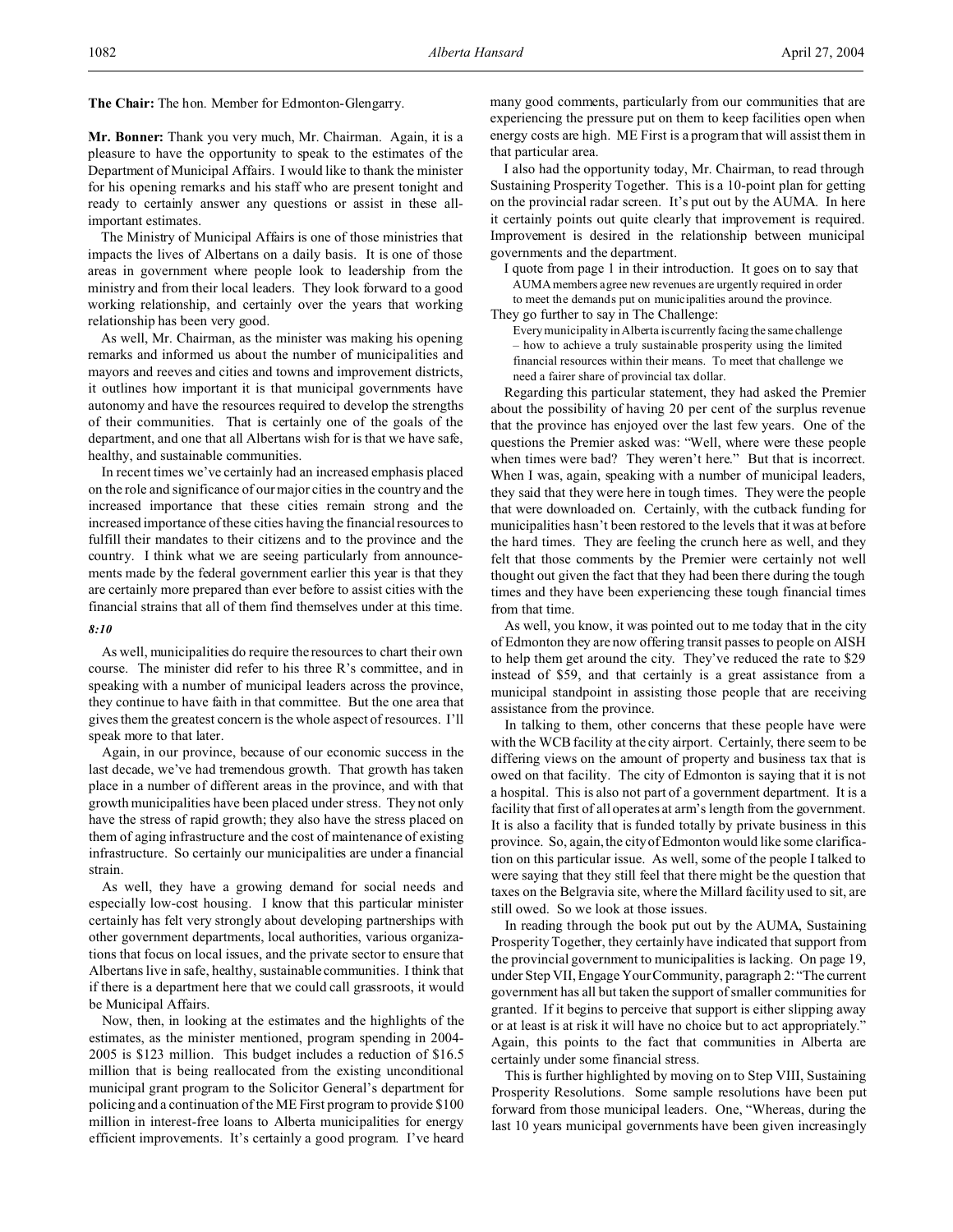**The Chair:** The hon. Member for Edmonton-Glengarry.

**Mr. Bonner:** Thank you very much, Mr. Chairman. Again, it is a pleasure to have the opportunity to speak to the estimates of the Department of Municipal Affairs. I would like to thank the minister for his opening remarks and his staff who are present tonight and ready to certainly answer any questions or assist in these all-important estimates.

The Ministry of Municipal Affairs is one of those ministries that impacts the lives of Albertans on a daily basis. It is one of those areas in government where people look to leadership from the ministry and from their local leaders. They look forward to a good working relationship, and certainly over the years that working relationship has been very good.

As well, Mr. Chairman, as the minister was making his opening remarks and informed us about the number of municipalities and mayors and reeves and cities and towns and improvement districts, it outlines how important it is that municipal governments have autonomy and have the resources required to develop the strengths of their communities. That is certainly one of the goals of the department, and one that all Albertans wish for is that we have safe, healthy, and sustainable communities.

In recent times we've certainly had an increased emphasis placed on the role and significance of our major cities in the country and the increased importance that these cities remain strong and the increased importance of these cities having the financial resources to fulfill their mandates to their citizens and to the province and the country. I think what we are seeing particularly from announcements made by the federal government earlier this year is that they are certainly more prepared than ever before to assist cities with the financial strains that all of them find themselves under at this time.

*8:10*

As well, municipalities do require the resources to chart their own course. The minister did refer to his three R's committee, and in speaking with a number of municipal leaders across the province, they continue to have faith in that committee. But the one area that gives them the greatest concern is the whole aspect of resources. I'll speak more to that later.

Again, in our province, because of our economic success in the last decade, we've had tremendous growth. That growth has taken place in a number of different areas in the province, and with that growth municipalities have been placed under stress. They not only have the stress of rapid growth; they also have the stress placed on them of aging infrastructure and the cost of maintenance of existing infrastructure. So certainly our municipalities are under a financial strain.

As well, they have a growing demand for social needs and especially low-cost housing. I know that this particular minister certainly has felt very strongly about developing partnerships with other government departments, local authorities, various organizations that focus on local issues, and the private sector to ensure that Albertans live in safe, healthy, sustainable communities. I think that if there is a department here that we could call grassroots, it would be Municipal Affairs.

Now, then, in looking at the estimates and the highlights of the estimates, as the minister mentioned, program spending in 2004-2005 is $123 million. This budget includes a reduction of $16.5 million that is being reallocated from the existing unconditional municipal grant program to the Solicitor General's department for policing and a continuation of the ME First program to provide $100 million in interest-free loans to Alberta municipalities for energy efficient improvements. It's certainly a good program. I've heard many good comments, particularly from our communities that are experiencing the pressure put on them to keep facilities open when energy costs are high. ME First is a program that will assist them in that particular area.

I also had the opportunity today, Mr. Chairman, to read through Sustaining Prosperity Together. This is a 10-point plan for getting on the provincial radar screen. It's put out by the AUMA. In here it certainly points out quite clearly that improvement is required. Improvement is desired in the relationship between municipal governments and the department.

I quote from page 1 in their introduction. It goes on to say that

> AUMA members agree new revenues are urgently required in order to meet the demands put on municipalities around the province.

They go further to say in The Challenge:

> Every municipality in Alberta is currently facing the same challenge – how to achieve a truly sustainable prosperity using the limited financial resources within their means. To meet that challenge we need a fairer share of provincial tax dollar.

Regarding this particular statement, they had asked the Premier about the possibility of having 20 per cent of the surplus revenue that the province has enjoyed over the last few years. One of the questions the Premier asked was: "Well, where were these people when times were bad? They weren't here." But that is incorrect. When I was, again, speaking with a number of municipal leaders, they said that they were here in tough times. They were the people that were downloaded on. Certainly, with the cutback funding for municipalities hasn't been restored to the levels that it was at before the hard times. They are feeling the crunch here as well, and they felt that those comments by the Premier were certainly not well thought out given the fact that they had been there during the tough times and they have been experiencing these tough financial times from that time.

As well, you know, it was pointed out to me today that in the city of Edmonton they are now offering transit passes to people on AISH to help them get around the city. They've reduced the rate to $29 instead of $59, and that certainly is a great assistance from a municipal standpoint in assisting those people that are receiving assistance from the province.

In talking to them, other concerns that these people have were with the WCB facility at the city airport. Certainly, there seem to be differing views on the amount of property and business tax that is owed on that facility. The city of Edmonton is saying that it is not a hospital. This is also not part of a government department. It is a facility that first of all operates at arm's length from the government. It is also a facility that is funded totally by private business in this province. So, again, the city of Edmonton would like some clarification on this particular issue. As well, some of the people I talked to were saying that they still feel that there might be the question that taxes on the Belgravia site, where the Millard facility used to sit, are still owed. So we look at those issues.

In reading through the book put out by the AUMA, Sustaining Prosperity Together, they certainly have indicated that support from the provincial government to municipalities is lacking. On page 19, under Step VII, Engage Your Community, paragraph 2: "The current government has all but taken the support of smaller communities for granted. If it begins to perceive that support is either slipping away or at least is at risk it will have no choice but to act appropriately." Again, this points to the fact that communities in Alberta are certainly under some financial stress.

This is further highlighted by moving on to Step VIII, Sustaining Prosperity Resolutions. Some sample resolutions have been put forward from those municipal leaders. One, "Whereas, during the last 10 years municipal governments have been given increasingly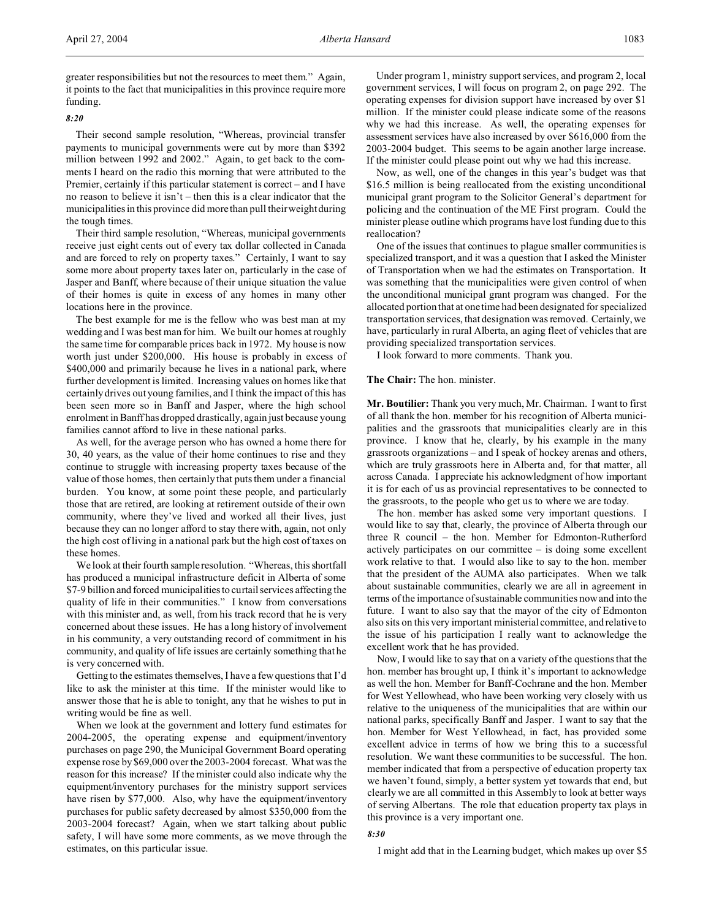greater responsibilities but not the resources to meet them." Again, it points to the fact that municipalities in this province require more funding.

*8:20*

Their second sample resolution, "Whereas, provincial transfer payments to municipal governments were cut by more than $392 million between 1992 and 2002." Again, to get back to the comments I heard on the radio this morning that were attributed to the Premier, certainly if this particular statement is correct – and I have no reason to believe it isn't – then this is a clear indicator that the municipalities in this province did more than pull their weight during the tough times.

Their third sample resolution, "Whereas, municipal governments receive just eight cents out of every tax dollar collected in Canada and are forced to rely on property taxes." Certainly, I want to say some more about property taxes later on, particularly in the case of Jasper and Banff, where because of their unique situation the value of their homes is quite in excess of any homes in many other locations here in the province.

The best example for me is the fellow who was best man at my wedding and I was best man for him. We built our homes at roughly the same time for comparable prices back in 1972. My house is now worth just under $200,000. His house is probably in excess of $400,000 and primarily because he lives in a national park, where further development is limited. Increasing values on homes like that certainly drives out young families, and I think the impact of this has been seen more so in Banff and Jasper, where the high school enrolment in Banff has dropped drastically, again just because young families cannot afford to live in these national parks.

As well, for the average person who has owned a home there for 30, 40 years, as the value of their home continues to rise and they continue to struggle with increasing property taxes because of the value of those homes, then certainly that puts them under a financial burden. You know, at some point these people, and particularly those that are retired, are looking at retirement outside of their own community, where they've lived and worked all their lives, just because they can no longer afford to stay there with, again, not only the high cost of living in a national park but the high cost of taxes on these homes.

We look at their fourth sample resolution. "Whereas, this shortfall has produced a municipal infrastructure deficit in Alberta of some $7-9 billion and forced municipalities to curtail services affecting the quality of life in their communities." I know from conversations with this minister and, as well, from his track record that he is very concerned about these issues. He has a long history of involvement in his community, a very outstanding record of commitment in his community, and quality of life issues are certainly something that he is very concerned with.

Getting to the estimates themselves, I have a few questions that I'd like to ask the minister at this time. If the minister would like to answer those that he is able to tonight, any that he wishes to put in writing would be fine as well.

When we look at the government and lottery fund estimates for 2004-2005, the operating expense and equipment/inventory purchases on page 290, the Municipal Government Board operating expense rose by $69,000 over the 2003-2004 forecast. What was the reason for this increase? If the minister could also indicate why the equipment/inventory purchases for the ministry support services have risen by $77,000. Also, why have the equipment/inventory purchases for public safety decreased by almost $350,000 from the 2003-2004 forecast? Again, when we start talking about public safety, I will have some more comments, as we move through the estimates, on this particular issue.

Under program 1, ministry support services, and program 2, local government services, I will focus on program 2, on page 292. The operating expenses for division support have increased by over $1 million. If the minister could please indicate some of the reasons why we had this increase. As well, the operating expenses for assessment services have also increased by over $616,000 from the 2003-2004 budget. This seems to be again another large increase. If the minister could please point out why we had this increase.

Now, as well, one of the changes in this year's budget was that $16.5 million is being reallocated from the existing unconditional municipal grant program to the Solicitor General's department for policing and the continuation of the ME First program. Could the minister please outline which programs have lost funding due to this reallocation?

One of the issues that continues to plague smaller communities is specialized transport, and it was a question that I asked the Minister of Transportation when we had the estimates on Transportation. It was something that the municipalities were given control of when the unconditional municipal grant program was changed. For the allocated portion that at one time had been designated for specialized transportation services, that designation was removed. Certainly, we have, particularly in rural Alberta, an aging fleet of vehicles that are providing specialized transportation services.

I look forward to more comments. Thank you.

**The Chair:** The hon. minister.

**Mr. Boutilier:** Thank you very much, Mr. Chairman. I want to first of all thank the hon. member for his recognition of Alberta municipalities and the grassroots that municipalities clearly are in this province. I know that he, clearly, by his example in the many grassroots organizations – and I speak of hockey arenas and others, which are truly grassroots here in Alberta and, for that matter, all across Canada. I appreciate his acknowledgment of how important it is for each of us as provincial representatives to be connected to the grassroots, to the people who get us to where we are today.

The hon. member has asked some very important questions. I would like to say that, clearly, the province of Alberta through our three R council – the hon. Member for Edmonton-Rutherford actively participates on our committee – is doing some excellent work relative to that. I would also like to say to the hon. member that the president of the AUMA also participates. When we talk about sustainable communities, clearly we are all in agreement in terms of the importance of sustainable communities now and into the future. I want to also say that the mayor of the city of Edmonton also sits on this very important ministerial committee, and relative to the issue of his participation I really want to acknowledge the excellent work that he has provided.

Now, I would like to say that on a variety of the questions that the hon. member has brought up, I think it's important to acknowledge as well the hon. Member for Banff-Cochrane and the hon. Member for West Yellowhead, who have been working very closely with us relative to the uniqueness of the municipalities that are within our national parks, specifically Banff and Jasper. I want to say that the hon. Member for West Yellowhead, in fact, has provided some excellent advice in terms of how we bring this to a successful resolution. We want these communities to be successful. The hon. member indicated that from a perspective of education property tax we haven't found, simply, a better system yet towards that end, but clearly we are all committed in this Assembly to look at better ways of serving Albertans. The role that education property tax plays in this province is a very important one.

*8:30*

I might add that in the Learning budget, which makes up over $5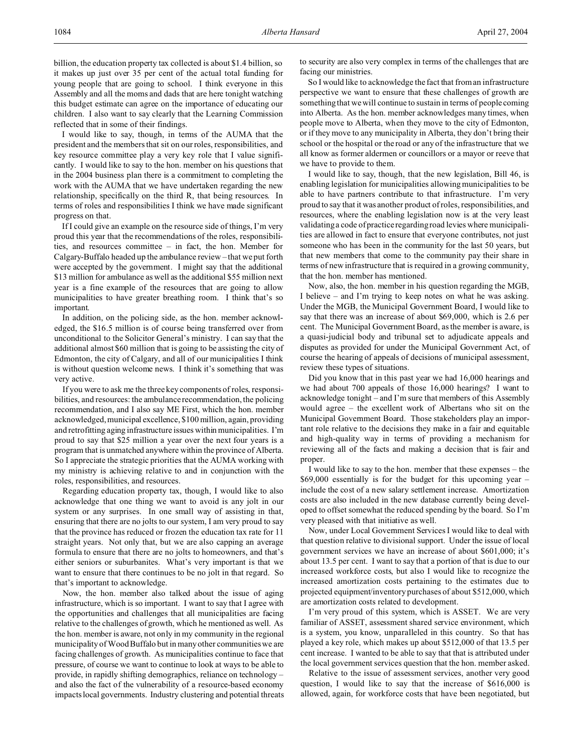billion, the education property tax collected is about $1.4 billion, so it makes up just over 35 per cent of the actual total funding for young people that are going to school. I think everyone in this Assembly and all the moms and dads that are here tonight watching this budget estimate can agree on the importance of educating our children. I also want to say clearly that the Learning Commission reflected that in some of their findings.

I would like to say, though, in terms of the AUMA that the president and the members that sit on our roles, responsibilities, and key resource committee play a very key role that I value significantly. I would like to say to the hon. member on his questions that in the 2004 business plan there is a commitment to completing the work with the AUMA that we have undertaken regarding the new relationship, specifically on the third R, that being resources. In terms of roles and responsibilities I think we have made significant progress on that.

If I could give an example on the resource side of things, I'm very proud this year that the recommendations of the roles, responsibilities, and resources committee – in fact, the hon. Member for Calgary-Buffalo headed up the ambulance review – that we put forth were accepted by the government. I might say that the additional $13 million for ambulance as well as the additional $55 million next year is a fine example of the resources that are going to allow municipalities to have greater breathing room. I think that's so important.

In addition, on the policing side, as the hon. member acknowledged, the $16.5 million is of course being transferred over from unconditional to the Solicitor General's ministry. I can say that the additional almost $60 million that is going to be assisting the city of Edmonton, the city of Calgary, and all of our municipalities I think is without question welcome news. I think it's something that was very active.

If you were to ask me the three key components of roles, responsibilities, and resources: the ambulance recommendation, the policing recommendation, and I also say ME First, which the hon. member acknowledged, municipal excellence, $100 million, again, providing and retrofitting aging infrastructure issues within municipalities. I'm proud to say that $25 million a year over the next four years is a program that is unmatched anywhere within the province of Alberta. So I appreciate the strategic priorities that the AUMA working with my ministry is achieving relative to and in conjunction with the roles, responsibilities, and resources.

Regarding education property tax, though, I would like to also acknowledge that one thing we want to avoid is any jolt in our system or any surprises. In one small way of assisting in that, ensuring that there are no jolts to our system, I am very proud to say that the province has reduced or frozen the education tax rate for 11 straight years. Not only that, but we are also capping an average formula to ensure that there are no jolts to homeowners, and that's either seniors or suburbanites. What's very important is that we want to ensure that there continues to be no jolt in that regard. So that's important to acknowledge.

Now, the hon. member also talked about the issue of aging infrastructure, which is so important. I want to say that I agree with the opportunities and challenges that all municipalities are facing relative to the challenges of growth, which he mentioned as well. As the hon. member is aware, not only in my community in the regional municipality of Wood Buffalo but in many other communities we are facing challenges of growth. As municipalities continue to face that pressure, of course we want to continue to look at ways to be able to provide, in rapidly shifting demographics, reliance on technology – and also the fact of the vulnerability of a resource-based economy impacts local governments. Industry clustering and potential threats to security are also very complex in terms of the challenges that are facing our ministries.

So I would like to acknowledge the fact that from an infrastructure perspective we want to ensure that these challenges of growth are something that we will continue to sustain in terms of people coming into Alberta. As the hon. member acknowledges many times, when people move to Alberta, when they move to the city of Edmonton, or if they move to any municipality in Alberta, they don't bring their school or the hospital or the road or any of the infrastructure that we all know as former aldermen or councillors or a mayor or reeve that we have to provide to them.

I would like to say, though, that the new legislation, Bill 46, is enabling legislation for municipalities allowing municipalities to be able to have partners contribute to that infrastructure. I'm very proud to say that it was another product of roles, responsibilities, and resources, where the enabling legislation now is at the very least validating a code of practice regarding road levies where municipalities are allowed in fact to ensure that everyone contributes, not just someone who has been in the community for the last 50 years, but that new members that come to the community pay their share in terms of new infrastructure that is required in a growing community, that the hon. member has mentioned.

Now, also, the hon. member in his question regarding the MGB, I believe – and I'm trying to keep notes on what he was asking. Under the MGB, the Municipal Government Board, I would like to say that there was an increase of about $69,000, which is 2.6 per cent. The Municipal Government Board, as the member is aware, is a quasi-judicial body and tribunal set to adjudicate appeals and disputes as provided for under the Municipal Government Act, of course the hearing of appeals of decisions of municipal assessment, review these types of situations.

Did you know that in this past year we had 16,000 hearings and we had about 700 appeals of those 16,000 hearings? I want to acknowledge tonight – and I'm sure that members of this Assembly would agree – the excellent work of Albertans who sit on the Municipal Government Board. Those stakeholders play an important role relative to the decisions they make in a fair and equitable and high-quality way in terms of providing a mechanism for reviewing all of the facts and making a decision that is fair and proper.

I would like to say to the hon. member that these expenses – the $69,000 essentially is for the budget for this upcoming year – include the cost of a new salary settlement increase. Amortization costs are also included in the new database currently being developed to offset somewhat the reduced spending by the board. So I'm very pleased with that initiative as well.

Now, under Local Government Services I would like to deal with that question relative to divisional support. Under the issue of local government services we have an increase of about $601,000; it's about 13.5 per cent. I want to say that a portion of that is due to our increased workforce costs, but also I would like to recognize the increased amortization costs pertaining to the estimates due to projected equipment/inventory purchases of about $512,000, which are amortization costs related to development.

I'm very proud of this system, which is ASSET. We are very familiar of ASSET, assessment shared service environment, which is a system, you know, unparalleled in this country. So that has played a key role, which makes up about $512,000 of that 13.5 per cent increase. I wanted to be able to say that that is attributed under the local government services question that the hon. member asked.

Relative to the issue of assessment services, another very good question, I would like to say that the increase of $616,000 is allowed, again, for workforce costs that have been negotiated, but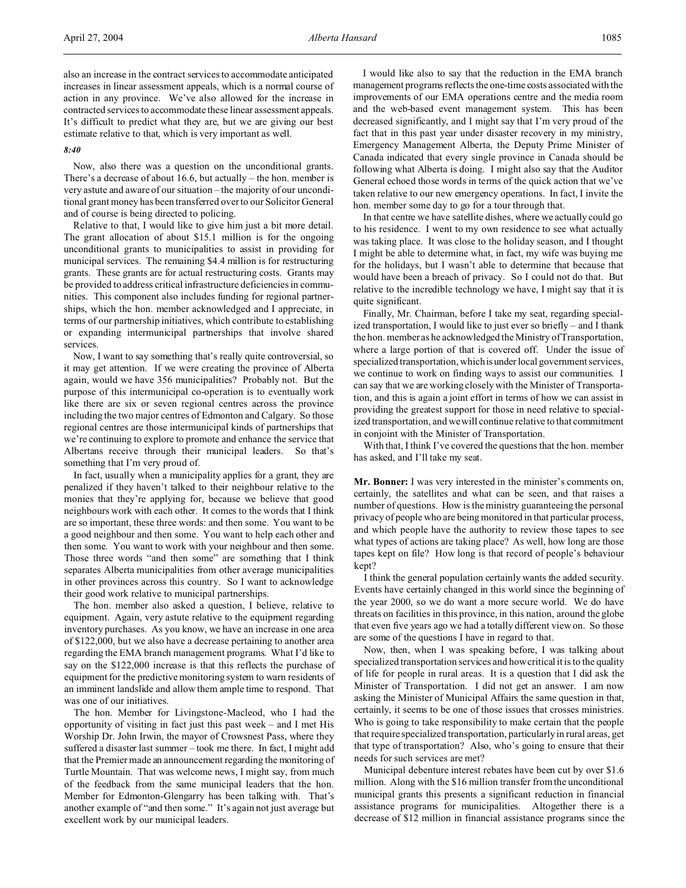also an increase in the contract services to accommodate anticipated increases in linear assessment appeals, which is a normal course of action in any province. We've also allowed for the increase in contracted services to accommodate these linear assessment appeals. It's difficult to predict what they are, but we are giving our best estimate relative to that, which is very important as well.

*8:40*

Now, also there was a question on the unconditional grants. There's a decrease of about 16.6, but actually – the hon. member is very astute and aware of our situation – the majority of our unconditional grant money has been transferred over to our Solicitor General and of course is being directed to policing.

Relative to that, I would like to give him just a bit more detail. The grant allocation of about $15.1 million is for the ongoing unconditional grants to municipalities to assist in providing for municipal services. The remaining $4.4 million is for restructuring grants. These grants are for actual restructuring costs. Grants may be provided to address critical infrastructure deficiencies in communities. This component also includes funding for regional partnerships, which the hon. member acknowledged and I appreciate, in terms of our partnership initiatives, which contribute to establishing or expanding intermunicipal partnerships that involve shared services.

Now, I want to say something that's really quite controversial, so it may get attention. If we were creating the province of Alberta again, would we have 356 municipalities? Probably not. But the purpose of this intermunicipal co-operation is to eventually work like there are six or seven regional centres across the province including the two major centres of Edmonton and Calgary. So those regional centres are those intermunicipal kinds of partnerships that we're continuing to explore to promote and enhance the service that Albertans receive through their municipal leaders. So that's something that I'm very proud of.

In fact, usually when a municipality applies for a grant, they are penalized if they haven't talked to their neighbour relative to the monies that they're applying for, because we believe that good neighbours work with each other. It comes to the words that I think are so important, these three words: and then some. You want to be a good neighbour and then some. You want to help each other and then some. You want to work with your neighbour and then some. Those three words "and then some" are something that I think separates Alberta municipalities from other average municipalities in other provinces across this country. So I want to acknowledge their good work relative to municipal partnerships.

The hon. member also asked a question, I believe, relative to equipment. Again, very astute relative to the equipment regarding inventory purchases. As you know, we have an increase in one area of $122,000, but we also have a decrease pertaining to another area regarding the EMA branch management programs. What I'd like to say on the $122,000 increase is that this reflects the purchase of equipment for the predictive monitoring system to warn residents of an imminent landslide and allow them ample time to respond. That was one of our initiatives.

The hon. Member for Livingstone-Macleod, who I had the opportunity of visiting in fact just this past week – and I met His Worship Dr. John Irwin, the mayor of Crowsnest Pass, where they suffered a disaster last summer – took me there. In fact, I might add that the Premier made an announcement regarding the monitoring of Turtle Mountain. That was welcome news, I might say, from much of the feedback from the same municipal leaders that the hon. Member for Edmonton-Glengarry has been talking with. That's another example of "and then some." It's again not just average but excellent work by our municipal leaders.

I would like also to say that the reduction in the EMA branch management programs reflects the one-time costs associated with the improvements of our EMA operations centre and the media room and the web-based event management system. This has been decreased significantly, and I might say that I'm very proud of the fact that in this past year under disaster recovery in my ministry, Emergency Management Alberta, the Deputy Prime Minister of Canada indicated that every single province in Canada should be following what Alberta is doing. I might also say that the Auditor General echoed those words in terms of the quick action that we've taken relative to our new emergency operations. In fact, I invite the hon. member some day to go for a tour through that.

In that centre we have satellite dishes, where we actually could go to his residence. I went to my own residence to see what actually was taking place. It was close to the holiday season, and I thought I might be able to determine what, in fact, my wife was buying me for the holidays, but I wasn't able to determine that because that would have been a breach of privacy. So I could not do that. But relative to the incredible technology we have, I might say that it is quite significant.

Finally, Mr. Chairman, before I take my seat, regarding specialized transportation, I would like to just ever so briefly – and I thank the hon. member as he acknowledged the Ministry of Transportation, where a large portion of that is covered off. Under the issue of specialized transportation, which is under local government services, we continue to work on finding ways to assist our communities. I can say that we are working closely with the Minister of Transportation, and this is again a joint effort in terms of how we can assist in providing the greatest support for those in need relative to specialized transportation, and we will continue relative to that commitment in conjoint with the Minister of Transportation.

With that, I think I've covered the questions that the hon. member has asked, and I'll take my seat.

**Mr. Bonner:** I was very interested in the minister's comments on, certainly, the satellites and what can be seen, and that raises a number of questions. How is the ministry guaranteeing the personal privacy of people who are being monitored in that particular process, and which people have the authority to review those tapes to see what types of actions are taking place? As well, how long are those tapes kept on file? How long is that record of people's behaviour kept?

I think the general population certainly wants the added security. Events have certainly changed in this world since the beginning of the year 2000, so we do want a more secure world. We do have threats on facilities in this province, in this nation, around the globe that even five years ago we had a totally different view on. So those are some of the questions I have in regard to that.

Now, then, when I was speaking before, I was talking about specialized transportation services and how critical it is to the quality of life for people in rural areas. It is a question that I did ask the Minister of Transportation. I did not get an answer. I am now asking the Minister of Municipal Affairs the same question in that, certainly, it seems to be one of those issues that crosses ministries. Who is going to take responsibility to make certain that the people that require specialized transportation, particularly in rural areas, get that type of transportation? Also, who's going to ensure that their needs for such services are met?

Municipal debenture interest rebates have been cut by over $1.6 million. Along with the $16 million transfer from the unconditional municipal grants this presents a significant reduction in financial assistance programs for municipalities. Altogether there is a decrease of $12 million in financial assistance programs since the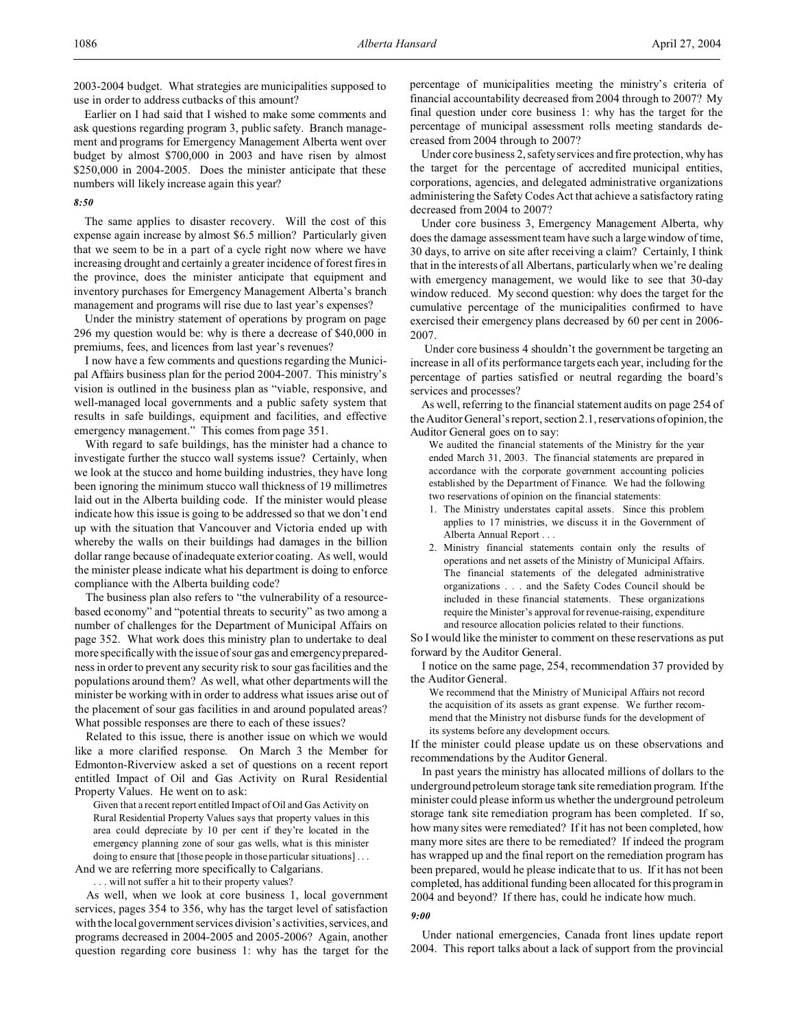2003-2004 budget. What strategies are municipalities supposed to use in order to address cutbacks of this amount?

Earlier on I had said that I wished to make some comments and ask questions regarding program 3, public safety. Branch management and programs for Emergency Management Alberta went over budget by almost $700,000 in 2003 and have risen by almost $250,000 in 2004-2005. Does the minister anticipate that these numbers will likely increase again this year?

*8:50*

The same applies to disaster recovery. Will the cost of this expense again increase by almost $6.5 million? Particularly given that we seem to be in a part of a cycle right now where we have increasing drought and certainly a greater incidence of forest fires in the province, does the minister anticipate that equipment and inventory purchases for Emergency Management Alberta's branch management and programs will rise due to last year's expenses?

Under the ministry statement of operations by program on page 296 my question would be: why is there a decrease of $40,000 in premiums, fees, and licences from last year's revenues?

I now have a few comments and questions regarding the Municipal Affairs business plan for the period 2004-2007. This ministry's vision is outlined in the business plan as "viable, responsive, and well-managed local governments and a public safety system that results in safe buildings, equipment and facilities, and effective emergency management." This comes from page 351.

With regard to safe buildings, has the minister had a chance to investigate further the stucco wall systems issue? Certainly, when we look at the stucco and home building industries, they have long been ignoring the minimum stucco wall thickness of 19 millimetres laid out in the Alberta building code. If the minister would please indicate how this issue is going to be addressed so that we don't end up with the situation that Vancouver and Victoria ended up with whereby the walls on their buildings had damages in the billion dollar range because of inadequate exterior coating. As well, would the minister please indicate what his department is doing to enforce compliance with the Alberta building code?

The business plan also refers to "the vulnerability of a resource-based economy" and "potential threats to security" as two among a number of challenges for the Department of Municipal Affairs on page 352. What work does this ministry plan to undertake to deal more specifically with the issue of sour gas and emergency preparedness in order to prevent any security risk to sour gas facilities and the populations around them? As well, what other departments will the minister be working with in order to address what issues arise out of the placement of sour gas facilities in and around populated areas? What possible responses are there to each of these issues?

Related to this issue, there is another issue on which we would like a more clarified response. On March 3 the Member for Edmonton-Riverview asked a set of questions on a recent report entitled Impact of Oil and Gas Activity on Rural Residential Property Values. He went on to ask:

> Given that a recent report entitled Impact of Oil and Gas Activity on Rural Residential Property Values says that property values in this area could depreciate by 10 per cent if they're located in the emergency planning zone of sour gas wells, what is this minister doing to ensure that [those people in those particular situations] . . .

And we are referring more specifically to Calgarians.

> . . . will not suffer a hit to their property values?

As well, when we look at core business 1, local government services, pages 354 to 356, why has the target level of satisfaction with the local government services division's activities, services, and programs decreased in 2004-2005 and 2005-2006? Again, another question regarding core business 1: why has the target for the percentage of municipalities meeting the ministry's criteria of financial accountability decreased from 2004 through to 2007? My final question under core business 1: why has the target for the percentage of municipal assessment rolls meeting standards decreased from 2004 through to 2007?

Under core business 2, safety services and fire protection, why has the target for the percentage of accredited municipal entities, corporations, agencies, and delegated administrative organizations administering the Safety Codes Act that achieve a satisfactory rating decreased from 2004 to 2007?

Under core business 3, Emergency Management Alberta, why does the damage assessment team have such a large window of time, 30 days, to arrive on site after receiving a claim? Certainly, I think that in the interests of all Albertans, particularly when we're dealing with emergency management, we would like to see that 30-day window reduced. My second question: why does the target for the cumulative percentage of the municipalities confirmed to have exercised their emergency plans decreased by 60 per cent in 2006-2007.

Under core business 4 shouldn't the government be targeting an increase in all of its performance targets each year, including for the percentage of parties satisfied or neutral regarding the board's services and processes?

As well, referring to the financial statement audits on page 254 of the Auditor General's report, section 2.1, reservations of opinion, the Auditor General goes on to say:

> We audited the financial statements of the Ministry for the year ended March 31, 2003. The financial statements are prepared in accordance with the corporate government accounting policies established by the Department of Finance. We had the following two reservations of opinion on the financial statements:
>
> 1. The Ministry understates capital assets. Since this problem applies to 17 ministries, we discuss it in the Government of Alberta Annual Report . . .
> 2. Ministry financial statements contain only the results of operations and net assets of the Ministry of Municipal Affairs. The financial statements of the delegated administrative organizations . . . and the Safety Codes Council should be included in these financial statements. These organizations require the Minister's approval for revenue-raising, expenditure and resource allocation policies related to their functions.

So I would like the minister to comment on these reservations as put forward by the Auditor General.

I notice on the same page, 254, recommendation 37 provided by the Auditor General.

> We recommend that the Ministry of Municipal Affairs not record the acquisition of its assets as grant expense. We further recommend that the Ministry not disburse funds for the development of its systems before any development occurs.

If the minister could please update us on these observations and recommendations by the Auditor General.

In past years the ministry has allocated millions of dollars to the underground petroleum storage tank site remediation program. If the minister could please inform us whether the underground petroleum storage tank site remediation program has been completed. If so, how many sites were remediated? If it has not been completed, how many more sites are there to be remediated? If indeed the program has wrapped up and the final report on the remediation program has been prepared, would he please indicate that to us. If it has not been completed, has additional funding been allocated for this program in 2004 and beyond? If there has, could he indicate how much.

*9:00*

Under national emergencies, Canada front lines update report 2004. This report talks about a lack of support from the provincial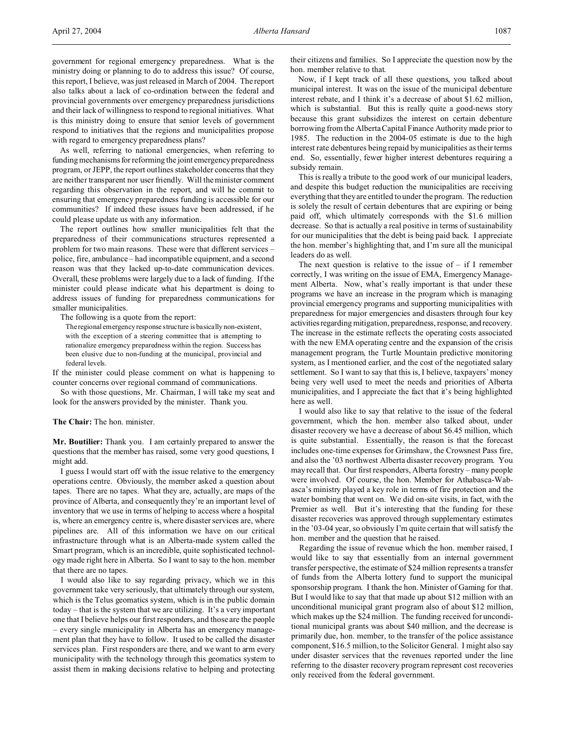government for regional emergency preparedness. What is the ministry doing or planning to do to address this issue? Of course, this report, I believe, was just released in March of 2004. The report also talks about a lack of co-ordination between the federal and provincial governments over emergency preparedness jurisdictions and their lack of willingness to respond to regional initiatives. What is this ministry doing to ensure that senior levels of government respond to initiatives that the regions and municipalities propose with regard to emergency preparedness plans?

As well, referring to national emergencies, when referring to funding mechanisms for reforming the joint emergency preparedness program, or JEPP, the report outlines stakeholder concerns that they are neither transparent nor user friendly. Will the minister comment regarding this observation in the report, and will he commit to ensuring that emergency preparedness funding is accessible for our communities? If indeed these issues have been addressed, if he could please update us with any information.

The report outlines how smaller municipalities felt that the preparedness of their communications structures represented a problem for two main reasons. These were that different services – police, fire, ambulance – had incompatible equipment, and a second reason was that they lacked up-to-date communication devices. Overall, these problems were largely due to a lack of funding. If the minister could please indicate what his department is doing to address issues of funding for preparedness communications for smaller municipalities.

The following is a quote from the report:

> The regional emergency response structure is basically non-existent, with the exception of a steering committee that is attempting to rationalize emergency preparedness within the region. Success has been elusive due to non-funding at the municipal, provincial and federal levels.

If the minister could please comment on what is happening to counter concerns over regional command of communications.

So with those questions, Mr. Chairman, I will take my seat and look for the answers provided by the minister. Thank you.

**The Chair:** The hon. minister.

**Mr. Boutilier:** Thank you. I am certainly prepared to answer the questions that the member has raised, some very good questions, I might add.

I guess I would start off with the issue relative to the emergency operations centre. Obviously, the member asked a question about tapes. There are no tapes. What they are, actually, are maps of the province of Alberta, and consequently they're an important level of inventory that we use in terms of helping to access where a hospital is, where an emergency centre is, where disaster services are, where pipelines are. All of this information we have on our critical infrastructure through what is an Alberta-made system called the Smart program, which is an incredible, quite sophisticated technology made right here in Alberta. So I want to say to the hon. member that there are no tapes.

I would also like to say regarding privacy, which we in this government take very seriously, that ultimately through our system, which is the Telus geomatics system, which is in the public domain today – that is the system that we are utilizing. It's a very important one that I believe helps our first responders, and those are the people – every single municipality in Alberta has an emergency management plan that they have to follow. It used to be called the disaster services plan. First responders are there, and we want to arm every municipality with the technology through this geomatics system to assist them in making decisions relative to helping and protecting their citizens and families. So I appreciate the question now by the hon. member relative to that.

Now, if I kept track of all these questions, you talked about municipal interest. It was on the issue of the municipal debenture interest rebate, and I think it's a decrease of about $1.62 million, which is substantial. But this is really quite a good-news story because this grant subsidizes the interest on certain debenture borrowing from the Alberta Capital Finance Authority made prior to 1985. The reduction in the 2004-05 estimate is due to the high interest rate debentures being repaid by municipalities as their terms end. So, essentially, fewer higher interest debentures requiring a subsidy remain.

This is really a tribute to the good work of our municipal leaders, and despite this budget reduction the municipalities are receiving everything that they are entitled to under the program. The reduction is solely the result of certain debentures that are expiring or being paid off, which ultimately corresponds with the $1.6 million decrease. So that is actually a real positive in terms of sustainability for our municipalities that the debt is being paid back. I appreciate the hon. member's highlighting that, and I'm sure all the municipal leaders do as well.

The next question is relative to the issue of – if I remember correctly, I was writing on the issue of EMA, Emergency Management Alberta. Now, what's really important is that under these programs we have an increase in the program which is managing provincial emergency programs and supporting municipalities with preparedness for major emergencies and disasters through four key activities regarding mitigation, preparedness, response, and recovery. The increase in the estimate reflects the operating costs associated with the new EMA operating centre and the expansion of the crisis management program, the Turtle Mountain predictive monitoring system, as I mentioned earlier, and the cost of the negotiated salary settlement. So I want to say that this is, I believe, taxpayers' money being very well used to meet the needs and priorities of Alberta municipalities, and I appreciate the fact that it's being highlighted here as well.

I would also like to say that relative to the issue of the federal government, which the hon. member also talked about, under disaster recovery we have a decrease of about $6.45 million, which is quite substantial. Essentially, the reason is that the forecast includes one-time expenses for Grimshaw, the Crowsnest Pass fire, and also the '03 northwest Alberta disaster recovery program. You may recall that. Our first responders, Alberta forestry – many people were involved. Of course, the hon. Member for Athabasca-Wabasca's ministry played a key role in terms of fire protection and the water bombing that went on. We did on-site visits, in fact, with the Premier as well. But it's interesting that the funding for these disaster recoveries was approved through supplementary estimates in the '03-04 year, so obviously I'm quite certain that will satisfy the hon. member and the question that he raised.

Regarding the issue of revenue which the hon. member raised, I would like to say that essentially from an internal government transfer perspective, the estimate of $24 million represents a transfer of funds from the Alberta lottery fund to support the municipal sponsorship program. I thank the hon. Minister of Gaming for that. But I would like to say that that made up about $12 million with an unconditional municipal grant program also of about $12 million, which makes up the $24 million. The funding received for unconditional municipal grants was about $40 million, and the decrease is primarily due, hon. member, to the transfer of the police assistance component, $16.5 million, to the Solicitor General. I might also say under disaster services that the revenues reported under the line referring to the disaster recovery program represent cost recoveries only received from the federal government.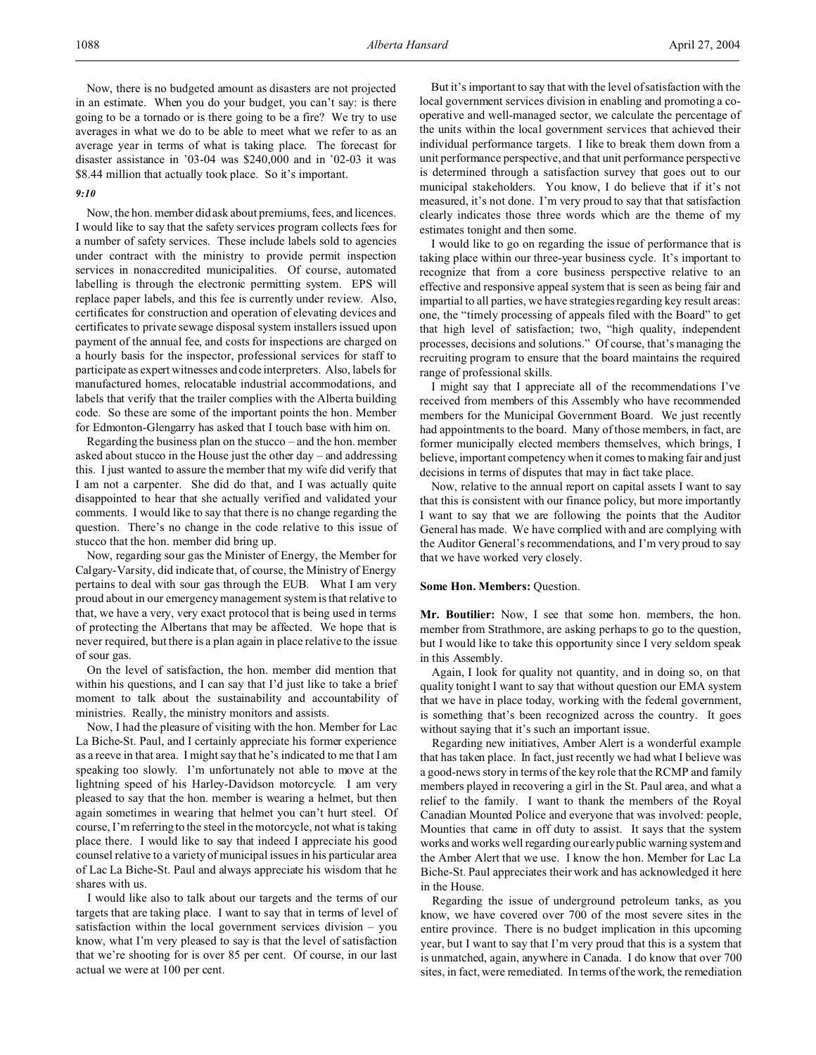Now, there is no budgeted amount as disasters are not projected in an estimate. When you do your budget, you can't say: is there going to be a tornado or is there going to be a fire? We try to use averages in what we do to be able to meet what we refer to as an average year in terms of what is taking place. The forecast for disaster assistance in '03-04 was $240,000 and in '02-03 it was $8.44 million that actually took place. So it's important.

*9:10*

Now, the hon. member did ask about premiums, fees, and licences. I would like to say that the safety services program collects fees for a number of safety services. These include labels sold to agencies under contract with the ministry to provide permit inspection services in nonaccredited municipalities. Of course, automated labelling is through the electronic permitting system. EPS will replace paper labels, and this fee is currently under review. Also, certificates for construction and operation of elevating devices and certificates to private sewage disposal system installers issued upon payment of the annual fee, and costs for inspections are charged on a hourly basis for the inspector, professional services for staff to participate as expert witnesses and code interpreters. Also, labels for manufactured homes, relocatable industrial accommodations, and labels that verify that the trailer complies with the Alberta building code. So these are some of the important points the hon. Member for Edmonton-Glengarry has asked that I touch base with him on.

Regarding the business plan on the stucco – and the hon. member asked about stucco in the House just the other day – and addressing this. I just wanted to assure the member that my wife did verify that I am not a carpenter. She did do that, and I was actually quite disappointed to hear that she actually verified and validated your comments. I would like to say that there is no change regarding the question. There's no change in the code relative to this issue of stucco that the hon. member did bring up.

Now, regarding sour gas the Minister of Energy, the Member for Calgary-Varsity, did indicate that, of course, the Ministry of Energy pertains to deal with sour gas through the EUB. What I am very proud about in our emergency management system is that relative to that, we have a very, very exact protocol that is being used in terms of protecting the Albertans that may be affected. We hope that is never required, but there is a plan again in place relative to the issue of sour gas.

On the level of satisfaction, the hon. member did mention that within his questions, and I can say that I'd just like to take a brief moment to talk about the sustainability and accountability of ministries. Really, the ministry monitors and assists.

Now, I had the pleasure of visiting with the hon. Member for Lac La Biche-St. Paul, and I certainly appreciate his former experience as a reeve in that area. I might say that he's indicated to me that I am speaking too slowly. I'm unfortunately not able to move at the lightning speed of his Harley-Davidson motorcycle. I am very pleased to say that the hon. member is wearing a helmet, but then again sometimes in wearing that helmet you can't hurt steel. Of course, I'm referring to the steel in the motorcycle, not what is taking place there. I would like to say that indeed I appreciate his good counsel relative to a variety of municipal issues in his particular area of Lac La Biche-St. Paul and always appreciate his wisdom that he shares with us.

I would like also to talk about our targets and the terms of our targets that are taking place. I want to say that in terms of level of satisfaction within the local government services division – you know, what I'm very pleased to say is that the level of satisfaction that we're shooting for is over 85 per cent. Of course, in our last actual we were at 100 per cent.

But it's important to say that with the level of satisfaction with the local government services division in enabling and promoting a co-operative and well-managed sector, we calculate the percentage of the units within the local government services that achieved their individual performance targets. I like to break them down from a unit performance perspective, and that unit performance perspective is determined through a satisfaction survey that goes out to our municipal stakeholders. You know, I do believe that if it's not measured, it's not done. I'm very proud to say that that satisfaction clearly indicates those three words which are the theme of my estimates tonight and then some.

I would like to go on regarding the issue of performance that is taking place within our three-year business cycle. It's important to recognize that from a core business perspective relative to an effective and responsive appeal system that is seen as being fair and impartial to all parties, we have strategies regarding key result areas: one, the "timely processing of appeals filed with the Board" to get that high level of satisfaction; two, "high quality, independent processes, decisions and solutions." Of course, that's managing the recruiting program to ensure that the board maintains the required range of professional skills.

I might say that I appreciate all of the recommendations I've received from members of this Assembly who have recommended members for the Municipal Government Board. We just recently had appointments to the board. Many of those members, in fact, are former municipally elected members themselves, which brings, I believe, important competency when it comes to making fair and just decisions in terms of disputes that may in fact take place.

Now, relative to the annual report on capital assets I want to say that this is consistent with our finance policy, but more importantly I want to say that we are following the points that the Auditor General has made. We have complied with and are complying with the Auditor General's recommendations, and I'm very proud to say that we have worked very closely.

**Some Hon. Members:** Question.

**Mr. Boutilier:** Now, I see that some hon. members, the hon. member from Strathmore, are asking perhaps to go to the question, but I would like to take this opportunity since I very seldom speak in this Assembly.

Again, I look for quality not quantity, and in doing so, on that quality tonight I want to say that without question our EMA system that we have in place today, working with the federal government, is something that's been recognized across the country. It goes without saying that it's such an important issue.

Regarding new initiatives, Amber Alert is a wonderful example that has taken place. In fact, just recently we had what I believe was a good-news story in terms of the key role that the RCMP and family members played in recovering a girl in the St. Paul area, and what a relief to the family. I want to thank the members of the Royal Canadian Mounted Police and everyone that was involved: people, Mounties that came in off duty to assist. It says that the system works and works well regarding our early public warning system and the Amber Alert that we use. I know the hon. Member for Lac La Biche-St. Paul appreciates their work and has acknowledged it here in the House.

Regarding the issue of underground petroleum tanks, as you know, we have covered over 700 of the most severe sites in the entire province. There is no budget implication in this upcoming year, but I want to say that I'm very proud that this is a system that is unmatched, again, anywhere in Canada. I do know that over 700 sites, in fact, were remediated. In terms of the work, the remediation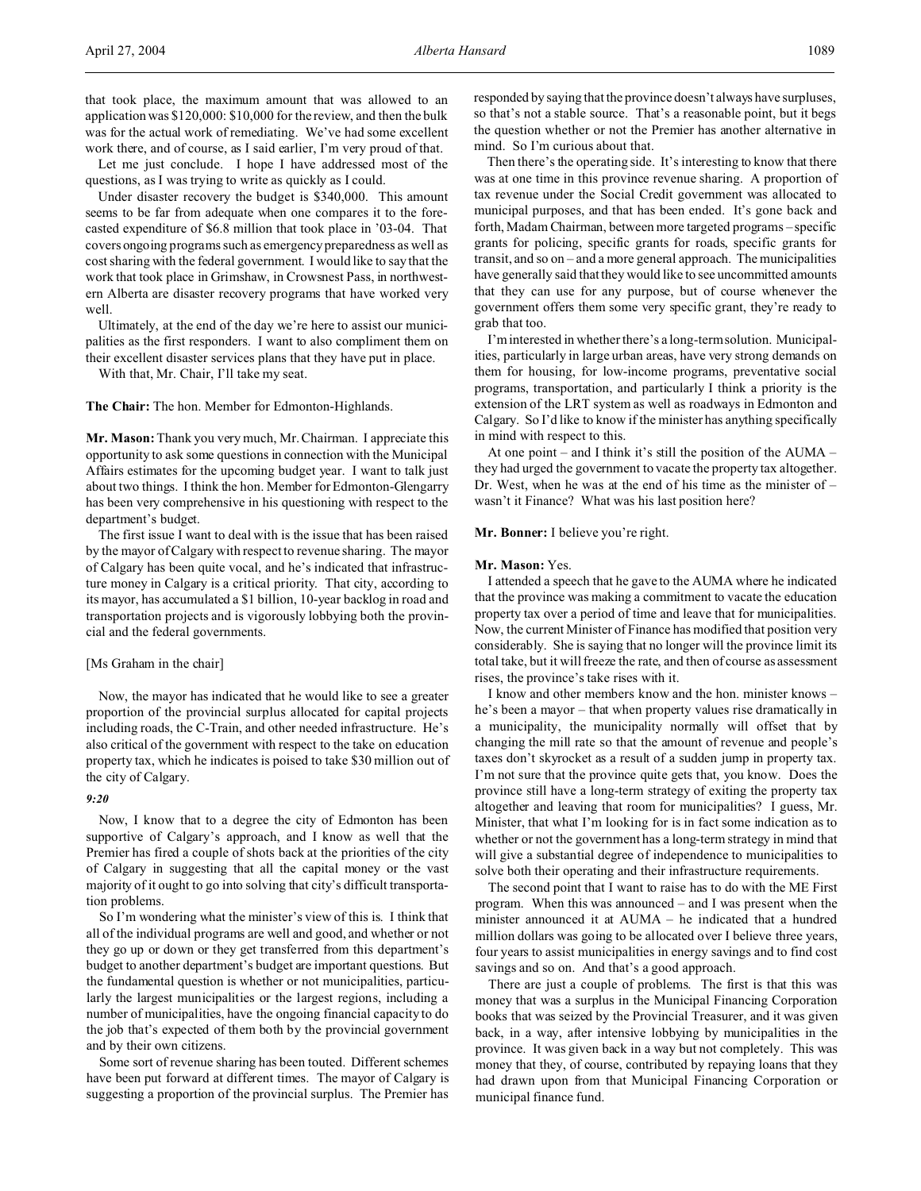that took place, the maximum amount that was allowed to an application was $120,000: $10,000 for the review, and then the bulk was for the actual work of remediating. We've had some excellent work there, and of course, as I said earlier, I'm very proud of that.

Let me just conclude. I hope I have addressed most of the questions, as I was trying to write as quickly as I could.

Under disaster recovery the budget is $340,000. This amount seems to be far from adequate when one compares it to the forecasted expenditure of $6.8 million that took place in '03-04. That covers ongoing programs such as emergency preparedness as well as cost sharing with the federal government. I would like to say that the work that took place in Grimshaw, in Crowsnest Pass, in northwestern Alberta are disaster recovery programs that have worked very well.

Ultimately, at the end of the day we're here to assist our municipalities as the first responders. I want to also compliment them on their excellent disaster services plans that they have put in place.

With that, Mr. Chair, I'll take my seat.

**The Chair:** The hon. Member for Edmonton-Highlands.

**Mr. Mason:** Thank you very much, Mr. Chairman. I appreciate this opportunity to ask some questions in connection with the Municipal Affairs estimates for the upcoming budget year. I want to talk just about two things. I think the hon. Member for Edmonton-Glengarry has been very comprehensive in his questioning with respect to the department's budget.

The first issue I want to deal with is the issue that has been raised by the mayor of Calgary with respect to revenue sharing. The mayor of Calgary has been quite vocal, and he's indicated that infrastructure money in Calgary is a critical priority. That city, according to its mayor, has accumulated a $1 billion, 10-year backlog in road and transportation projects and is vigorously lobbying both the provincial and the federal governments.

[Ms Graham in the chair]

Now, the mayor has indicated that he would like to see a greater proportion of the provincial surplus allocated for capital projects including roads, the C-Train, and other needed infrastructure. He's also critical of the government with respect to the take on education property tax, which he indicates is poised to take $30 million out of the city of Calgary.

*9:20*

Now, I know that to a degree the city of Edmonton has been supportive of Calgary's approach, and I know as well that the Premier has fired a couple of shots back at the priorities of the city of Calgary in suggesting that all the capital money or the vast majority of it ought to go into solving that city's difficult transportation problems.

So I'm wondering what the minister's view of this is. I think that all of the individual programs are well and good, and whether or not they go up or down or they get transferred from this department's budget to another department's budget are important questions. But the fundamental question is whether or not municipalities, particularly the largest municipalities or the largest regions, including a number of municipalities, have the ongoing financial capacity to do the job that's expected of them both by the provincial government and by their own citizens.

Some sort of revenue sharing has been touted. Different schemes have been put forward at different times. The mayor of Calgary is suggesting a proportion of the provincial surplus. The Premier has responded by saying that the province doesn't always have surpluses, so that's not a stable source. That's a reasonable point, but it begs the question whether or not the Premier has another alternative in mind. So I'm curious about that.

Then there's the operating side. It's interesting to know that there was at one time in this province revenue sharing. A proportion of tax revenue under the Social Credit government was allocated to municipal purposes, and that has been ended. It's gone back and forth, Madam Chairman, between more targeted programs – specific grants for policing, specific grants for roads, specific grants for transit, and so on – and a more general approach. The municipalities have generally said that they would like to see uncommitted amounts that they can use for any purpose, but of course whenever the government offers them some very specific grant, they're ready to grab that too.

I'm interested in whether there's a long-term solution. Municipalities, particularly in large urban areas, have very strong demands on them for housing, for low-income programs, preventative social programs, transportation, and particularly I think a priority is the extension of the LRT system as well as roadways in Edmonton and Calgary. So I'd like to know if the minister has anything specifically in mind with respect to this.

At one point – and I think it's still the position of the AUMA – they had urged the government to vacate the property tax altogether. Dr. West, when he was at the end of his time as the minister of – wasn't it Finance? What was his last position here?

**Mr. Bonner:** I believe you're right.

**Mr. Mason:** Yes.

I attended a speech that he gave to the AUMA where he indicated that the province was making a commitment to vacate the education property tax over a period of time and leave that for municipalities. Now, the current Minister of Finance has modified that position very considerably. She is saying that no longer will the province limit its total take, but it will freeze the rate, and then of course as assessment rises, the province's take rises with it.

I know and other members know and the hon. minister knows – he's been a mayor – that when property values rise dramatically in a municipality, the municipality normally will offset that by changing the mill rate so that the amount of revenue and people's taxes don't skyrocket as a result of a sudden jump in property tax. I'm not sure that the province quite gets that, you know. Does the province still have a long-term strategy of exiting the property tax altogether and leaving that room for municipalities? I guess, Mr. Minister, that what I'm looking for is in fact some indication as to whether or not the government has a long-term strategy in mind that will give a substantial degree of independence to municipalities to solve both their operating and their infrastructure requirements.

The second point that I want to raise has to do with the ME First program. When this was announced – and I was present when the minister announced it at AUMA – he indicated that a hundred million dollars was going to be allocated over I believe three years, four years to assist municipalities in energy savings and to find cost savings and so on. And that's a good approach.

There are just a couple of problems. The first is that this was money that was a surplus in the Municipal Financing Corporation books that was seized by the Provincial Treasurer, and it was given back, in a way, after intensive lobbying by municipalities in the province. It was given back in a way but not completely. This was money that they, of course, contributed by repaying loans that they had drawn upon from that Municipal Financing Corporation or municipal finance fund.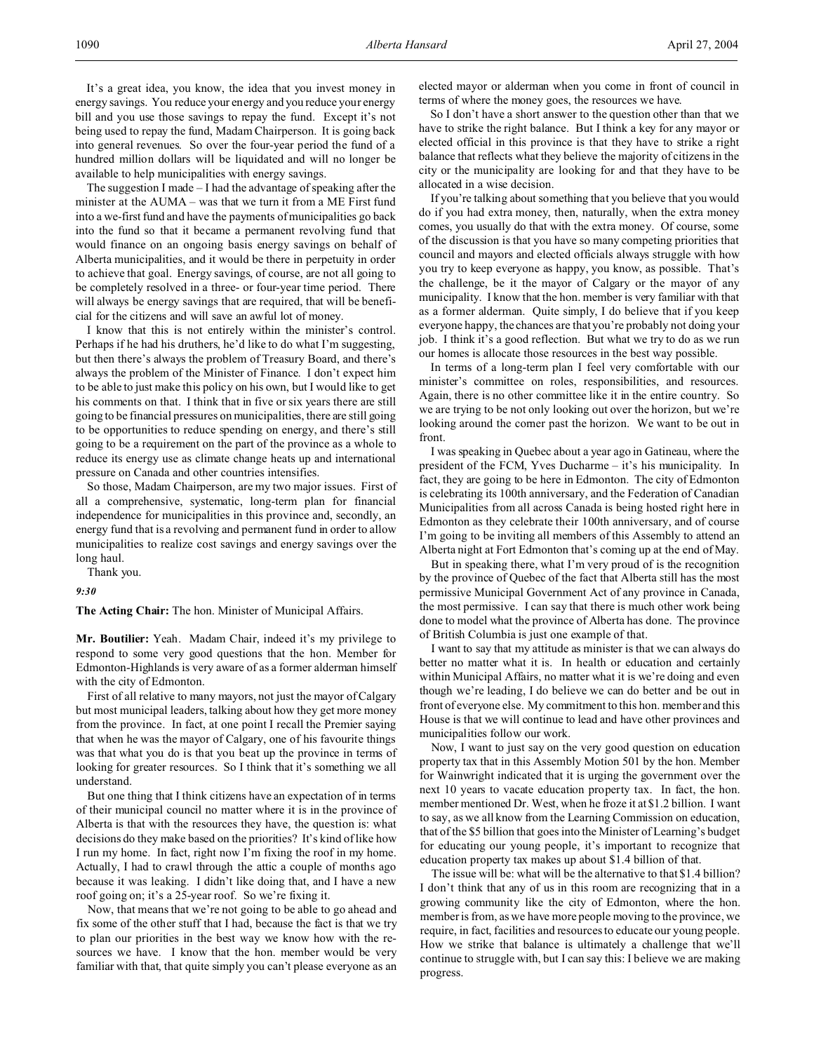It's a great idea, you know, the idea that you invest money in energy savings. You reduce your energy and you reduce your energy bill and you use those savings to repay the fund. Except it's not being used to repay the fund, Madam Chairperson. It is going back into general revenues. So over the four-year period the fund of a hundred million dollars will be liquidated and will no longer be available to help municipalities with energy savings.

The suggestion I made – I had the advantage of speaking after the minister at the AUMA – was that we turn it from a ME First fund into a we-first fund and have the payments of municipalities go back into the fund so that it became a permanent revolving fund that would finance on an ongoing basis energy savings on behalf of Alberta municipalities, and it would be there in perpetuity in order to achieve that goal. Energy savings, of course, are not all going to be completely resolved in a three- or four-year time period. There will always be energy savings that are required, that will be beneficial for the citizens and will save an awful lot of money.

I know that this is not entirely within the minister's control. Perhaps if he had his druthers, he'd like to do what I'm suggesting, but then there's always the problem of Treasury Board, and there's always the problem of the Minister of Finance. I don't expect him to be able to just make this policy on his own, but I would like to get his comments on that. I think that in five or six years there are still going to be financial pressures on municipalities, there are still going to be opportunities to reduce spending on energy, and there's still going to be a requirement on the part of the province as a whole to reduce its energy use as climate change heats up and international pressure on Canada and other countries intensifies.

So those, Madam Chairperson, are my two major issues. First of all a comprehensive, systematic, long-term plan for financial independence for municipalities in this province and, secondly, an energy fund that is a revolving and permanent fund in order to allow municipalities to realize cost savings and energy savings over the long haul.

Thank you.

*9:30*

**The Acting Chair:** The hon. Minister of Municipal Affairs.

**Mr. Boutilier:** Yeah. Madam Chair, indeed it's my privilege to respond to some very good questions that the hon. Member for Edmonton-Highlands is very aware of as a former alderman himself with the city of Edmonton.

First of all relative to many mayors, not just the mayor of Calgary but most municipal leaders, talking about how they get more money from the province. In fact, at one point I recall the Premier saying that when he was the mayor of Calgary, one of his favourite things was that what you do is that you beat up the province in terms of looking for greater resources. So I think that it's something we all understand.

But one thing that I think citizens have an expectation of in terms of their municipal council no matter where it is in the province of Alberta is that with the resources they have, the question is: what decisions do they make based on the priorities? It's kind of like how I run my home. In fact, right now I'm fixing the roof in my home. Actually, I had to crawl through the attic a couple of months ago because it was leaking. I didn't like doing that, and I have a new roof going on; it's a 25-year roof. So we're fixing it.

Now, that means that we're not going to be able to go ahead and fix some of the other stuff that I had, because the fact is that we try to plan our priorities in the best way we know how with the resources we have. I know that the hon. member would be very familiar with that, that quite simply you can't please everyone as an elected mayor or alderman when you come in front of council in terms of where the money goes, the resources we have.

So I don't have a short answer to the question other than that we have to strike the right balance. But I think a key for any mayor or elected official in this province is that they have to strike a right balance that reflects what they believe the majority of citizens in the city or the municipality are looking for and that they have to be allocated in a wise decision.

If you're talking about something that you believe that you would do if you had extra money, then, naturally, when the extra money comes, you usually do that with the extra money. Of course, some of the discussion is that you have so many competing priorities that council and mayors and elected officials always struggle with how you try to keep everyone as happy, you know, as possible. That's the challenge, be it the mayor of Calgary or the mayor of any municipality. I know that the hon. member is very familiar with that as a former alderman. Quite simply, I do believe that if you keep everyone happy, the chances are that you're probably not doing your job. I think it's a good reflection. But what we try to do as we run our homes is allocate those resources in the best way possible.

In terms of a long-term plan I feel very comfortable with our minister's committee on roles, responsibilities, and resources. Again, there is no other committee like it in the entire country. So we are trying to be not only looking out over the horizon, but we're looking around the corner past the horizon. We want to be out in front.

I was speaking in Quebec about a year ago in Gatineau, where the president of the FCM, Yves Ducharme – it's his municipality. In fact, they are going to be here in Edmonton. The city of Edmonton is celebrating its 100th anniversary, and the Federation of Canadian Municipalities from all across Canada is being hosted right here in Edmonton as they celebrate their 100th anniversary, and of course I'm going to be inviting all members of this Assembly to attend an Alberta night at Fort Edmonton that's coming up at the end of May.

But in speaking there, what I'm very proud of is the recognition by the province of Quebec of the fact that Alberta still has the most permissive Municipal Government Act of any province in Canada, the most permissive. I can say that there is much other work being done to model what the province of Alberta has done. The province of British Columbia is just one example of that.

I want to say that my attitude as minister is that we can always do better no matter what it is. In health or education and certainly within Municipal Affairs, no matter what it is we're doing and even though we're leading, I do believe we can do better and be out in front of everyone else. My commitment to this hon. member and this House is that we will continue to lead and have other provinces and municipalities follow our work.

Now, I want to just say on the very good question on education property tax that in this Assembly Motion 501 by the hon. Member for Wainwright indicated that it is urging the government over the next 10 years to vacate education property tax. In fact, the hon. member mentioned Dr. West, when he froze it at $1.2 billion. I want to say, as we all know from the Learning Commission on education, that of the $5 billion that goes into the Minister of Learning's budget for educating our young people, it's important to recognize that education property tax makes up about $1.4 billion of that.

The issue will be: what will be the alternative to that $1.4 billion? I don't think that any of us in this room are recognizing that in a growing community like the city of Edmonton, where the hon. member is from, as we have more people moving to the province, we require, in fact, facilities and resources to educate our young people. How we strike that balance is ultimately a challenge that we'll continue to struggle with, but I can say this: I believe we are making progress.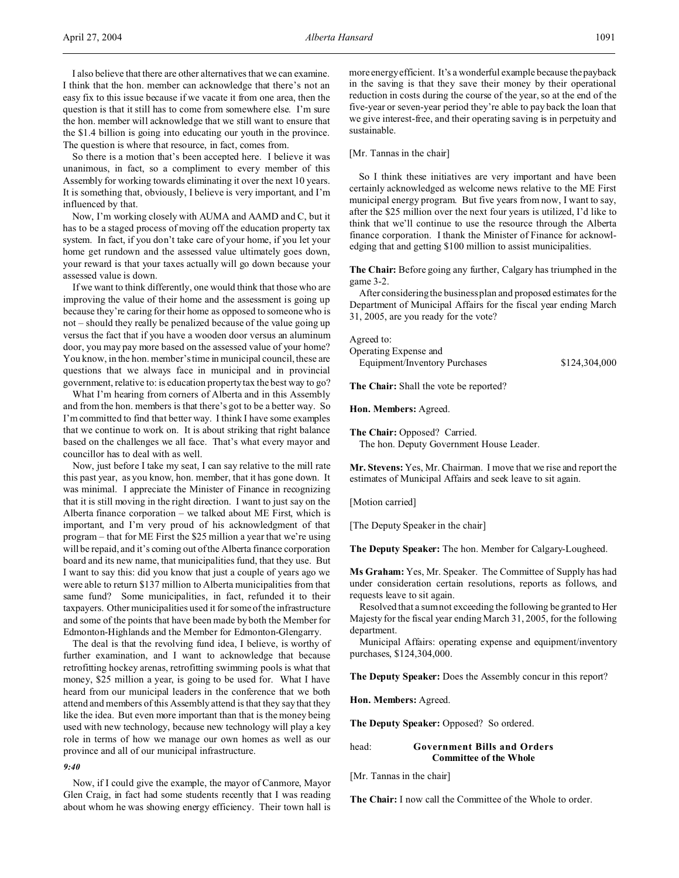I also believe that there are other alternatives that we can examine. I think that the hon. member can acknowledge that there's not an easy fix to this issue because if we vacate it from one area, then the question is that it still has to come from somewhere else. I'm sure the hon. member will acknowledge that we still want to ensure that the $1.4 billion is going into educating our youth in the province. The question is where that resource, in fact, comes from.

So there is a motion that's been accepted here. I believe it was unanimous, in fact, so a compliment to every member of this Assembly for working towards eliminating it over the next 10 years. It is something that, obviously, I believe is very important, and I'm influenced by that.

Now, I'm working closely with AUMA and AAMD and C, but it has to be a staged process of moving off the education property tax system. In fact, if you don't take care of your home, if you let your home get rundown and the assessed value ultimately goes down, your reward is that your taxes actually will go down because your assessed value is down.

If we want to think differently, one would think that those who are improving the value of their home and the assessment is going up because they're caring for their home as opposed to someone who is not – should they really be penalized because of the value going up versus the fact that if you have a wooden door versus an aluminum door, you may pay more based on the assessed value of your home? You know, in the hon. member's time in municipal council, these are questions that we always face in municipal and in provincial government, relative to: is education property tax the best way to go?

What I'm hearing from corners of Alberta and in this Assembly and from the hon. members is that there's got to be a better way. So I'm committed to find that better way. I think I have some examples that we continue to work on. It is about striking that right balance based on the challenges we all face. That's what every mayor and councillor has to deal with as well.

Now, just before I take my seat, I can say relative to the mill rate this past year, as you know, hon. member, that it has gone down. It was minimal. I appreciate the Minister of Finance in recognizing that it is still moving in the right direction. I want to just say on the Alberta finance corporation – we talked about ME First, which is important, and I'm very proud of his acknowledgment of that program – that for ME First the $25 million a year that we're using will be repaid, and it's coming out of the Alberta finance corporation board and its new name, that municipalities fund, that they use. But I want to say this: did you know that just a couple of years ago we were able to return $137 million to Alberta municipalities from that same fund? Some municipalities, in fact, refunded it to their taxpayers. Other municipalities used it for some of the infrastructure and some of the points that have been made by both the Member for Edmonton-Highlands and the Member for Edmonton-Glengarry.

The deal is that the revolving fund idea, I believe, is worthy of further examination, and I want to acknowledge that because retrofitting hockey arenas, retrofitting swimming pools is what that money, $25 million a year, is going to be used for. What I have heard from our municipal leaders in the conference that we both attend and members of this Assembly attend is that they say that they like the idea. But even more important than that is the money being used with new technology, because new technology will play a key role in terms of how we manage our own homes as well as our province and all of our municipal infrastructure.

*9:40*

Now, if I could give the example, the mayor of Canmore, Mayor Glen Craig, in fact had some students recently that I was reading about whom he was showing energy efficiency. Their town hall is more energy efficient. It's a wonderful example because the payback in the saving is that they save their money by their operational reduction in costs during the course of the year, so at the end of the five-year or seven-year period they're able to pay back the loan that we give interest-free, and their operating saving is in perpetuity and sustainable.

[Mr. Tannas in the chair]

So I think these initiatives are very important and have been certainly acknowledged as welcome news relative to the ME First municipal energy program. But five years from now, I want to say, after the $25 million over the next four years is utilized, I'd like to think that we'll continue to use the resource through the Alberta finance corporation. I thank the Minister of Finance for acknowledging that and getting $100 million to assist municipalities.

**The Chair:** Before going any further, Calgary has triumphed in the game 3-2.

After considering the business plan and proposed estimates for the Department of Municipal Affairs for the fiscal year ending March 31, 2005, are you ready for the vote?

Agreed to:
Operating Expense and
Equipment/Inventory Purchases $124,304,000

**The Chair:** Shall the vote be reported?

**Hon. Members:** Agreed.

**The Chair:** Opposed? Carried.
The hon. Deputy Government House Leader.

**Mr. Stevens:** Yes, Mr. Chairman. I move that we rise and report the estimates of Municipal Affairs and seek leave to sit again.

[Motion carried]

[The Deputy Speaker in the chair]

**The Deputy Speaker:** The hon. Member for Calgary-Lougheed.

**Ms Graham:** Yes, Mr. Speaker. The Committee of Supply has had under consideration certain resolutions, reports as follows, and requests leave to sit again.

Resolved that a sum not exceeding the following be granted to Her Majesty for the fiscal year ending March 31, 2005, for the following department.

Municipal Affairs: operating expense and equipment/inventory purchases, $124,304,000.

**The Deputy Speaker:** Does the Assembly concur in this report?

**Hon. Members:** Agreed.

**The Deputy Speaker:** Opposed? So ordered.

head: **Government Bills and Orders**
**Committee of the Whole**

[Mr. Tannas in the chair]

**The Chair:** I now call the Committee of the Whole to order.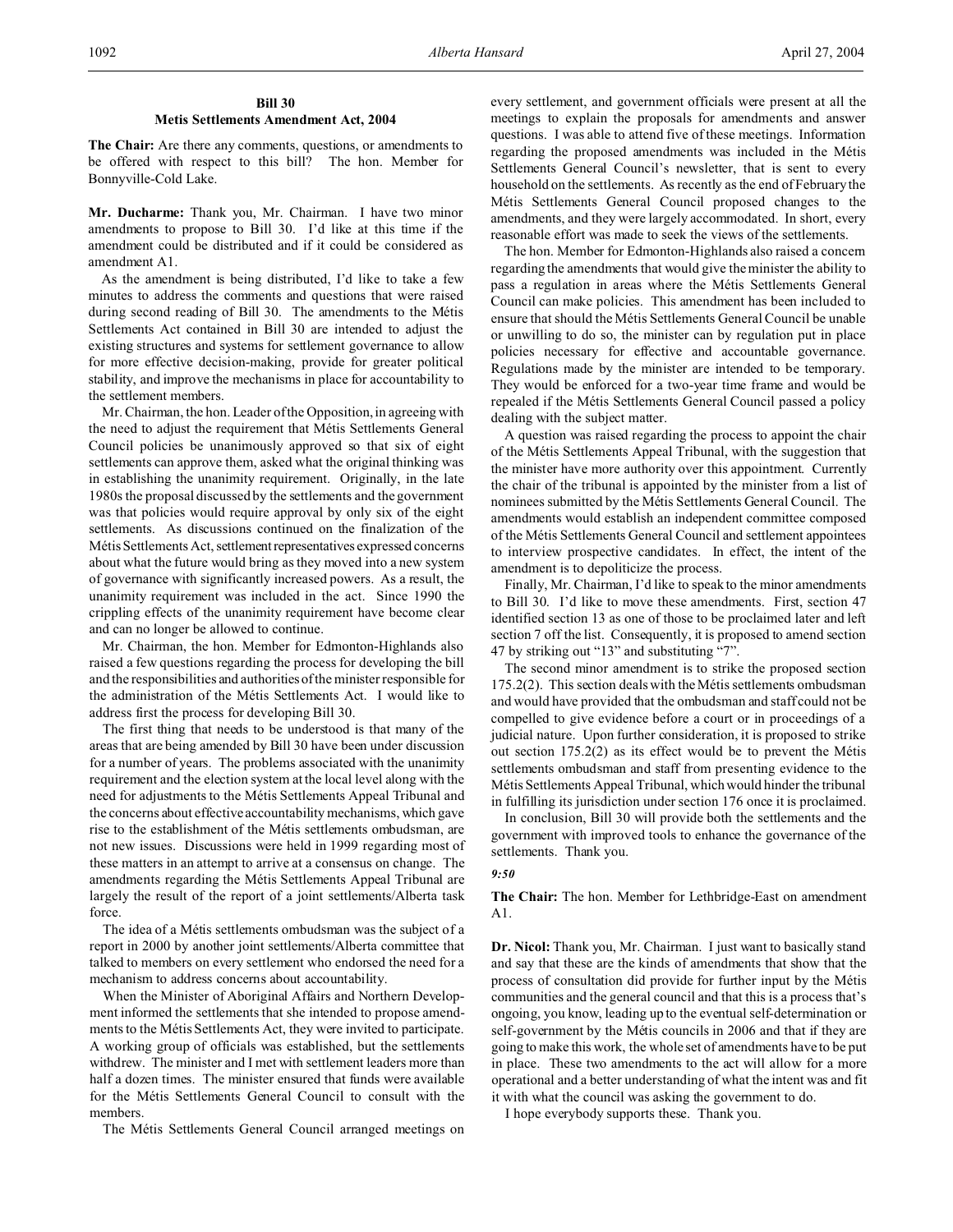**Bill 30**
**Metis Settlements Amendment Act, 2004**

**The Chair:** Are there any comments, questions, or amendments to be offered with respect to this bill? The hon. Member for Bonnyville-Cold Lake.

**Mr. Ducharme:** Thank you, Mr. Chairman. I have two minor amendments to propose to Bill 30. I'd like at this time if the amendment could be distributed and if it could be considered as amendment A1.

As the amendment is being distributed, I'd like to take a few minutes to address the comments and questions that were raised during second reading of Bill 30. The amendments to the Métis Settlements Act contained in Bill 30 are intended to adjust the existing structures and systems for settlement governance to allow for more effective decision-making, provide for greater political stability, and improve the mechanisms in place for accountability to the settlement members.

Mr. Chairman, the hon. Leader of the Opposition, in agreeing with the need to adjust the requirement that Métis Settlements General Council policies be unanimously approved so that six of eight settlements can approve them, asked what the original thinking was in establishing the unanimity requirement. Originally, in the late 1980s the proposal discussed by the settlements and the government was that policies would require approval by only six of the eight settlements. As discussions continued on the finalization of the Métis Settlements Act, settlement representatives expressed concerns about what the future would bring as they moved into a new system of governance with significantly increased powers. As a result, the unanimity requirement was included in the act. Since 1990 the crippling effects of the unanimity requirement have become clear and can no longer be allowed to continue.

Mr. Chairman, the hon. Member for Edmonton-Highlands also raised a few questions regarding the process for developing the bill and the responsibilities and authorities of the minister responsible for the administration of the Métis Settlements Act. I would like to address first the process for developing Bill 30.

The first thing that needs to be understood is that many of the areas that are being amended by Bill 30 have been under discussion for a number of years. The problems associated with the unanimity requirement and the election system at the local level along with the need for adjustments to the Métis Settlements Appeal Tribunal and the concerns about effective accountability mechanisms, which gave rise to the establishment of the Métis settlements ombudsman, are not new issues. Discussions were held in 1999 regarding most of these matters in an attempt to arrive at a consensus on change. The amendments regarding the Métis Settlements Appeal Tribunal are largely the result of the report of a joint settlements/Alberta task force.

The idea of a Métis settlements ombudsman was the subject of a report in 2000 by another joint settlements/Alberta committee that talked to members on every settlement who endorsed the need for a mechanism to address concerns about accountability.

When the Minister of Aboriginal Affairs and Northern Development informed the settlements that she intended to propose amendments to the Métis Settlements Act, they were invited to participate. A working group of officials was established, but the settlements withdrew. The minister and I met with settlement leaders more than half a dozen times. The minister ensured that funds were available for the Métis Settlements General Council to consult with the members.

The Métis Settlements General Council arranged meetings on every settlement, and government officials were present at all the meetings to explain the proposals for amendments and answer questions. I was able to attend five of these meetings. Information regarding the proposed amendments was included in the Métis Settlements General Council's newsletter, that is sent to every household on the settlements. As recently as the end of February the Métis Settlements General Council proposed changes to the amendments, and they were largely accommodated. In short, every reasonable effort was made to seek the views of the settlements.

The hon. Member for Edmonton-Highlands also raised a concern regarding the amendments that would give the minister the ability to pass a regulation in areas where the Métis Settlements General Council can make policies. This amendment has been included to ensure that should the Métis Settlements General Council be unable or unwilling to do so, the minister can by regulation put in place policies necessary for effective and accountable governance. Regulations made by the minister are intended to be temporary. They would be enforced for a two-year time frame and would be repealed if the Métis Settlements General Council passed a policy dealing with the subject matter.

A question was raised regarding the process to appoint the chair of the Métis Settlements Appeal Tribunal, with the suggestion that the minister have more authority over this appointment. Currently the chair of the tribunal is appointed by the minister from a list of nominees submitted by the Métis Settlements General Council. The amendments would establish an independent committee composed of the Métis Settlements General Council and settlement appointees to interview prospective candidates. In effect, the intent of the amendment is to depoliticize the process.

Finally, Mr. Chairman, I'd like to speak to the minor amendments to Bill 30. I'd like to move these amendments. First, section 47 identified section 13 as one of those to be proclaimed later and left section 7 off the list. Consequently, it is proposed to amend section 47 by striking out "13" and substituting "7".

The second minor amendment is to strike the proposed section 175.2(2). This section deals with the Métis settlements ombudsman and would have provided that the ombudsman and staff could not be compelled to give evidence before a court or in proceedings of a judicial nature. Upon further consideration, it is proposed to strike out section 175.2(2) as its effect would be to prevent the Métis settlements ombudsman and staff from presenting evidence to the Métis Settlements Appeal Tribunal, which would hinder the tribunal in fulfilling its jurisdiction under section 176 once it is proclaimed.

In conclusion, Bill 30 will provide both the settlements and the government with improved tools to enhance the governance of the settlements. Thank you.

*9:50*

**The Chair:** The hon. Member for Lethbridge-East on amendment A1.

**Dr. Nicol:** Thank you, Mr. Chairman. I just want to basically stand and say that these are the kinds of amendments that show that the process of consultation did provide for further input by the Métis communities and the general council and that this is a process that's ongoing, you know, leading up to the eventual self-determination or self-government by the Métis councils in 2006 and that if they are going to make this work, the whole set of amendments have to be put in place. These two amendments to the act will allow for a more operational and a better understanding of what the intent was and fit it with what the council was asking the government to do.

I hope everybody supports these. Thank you.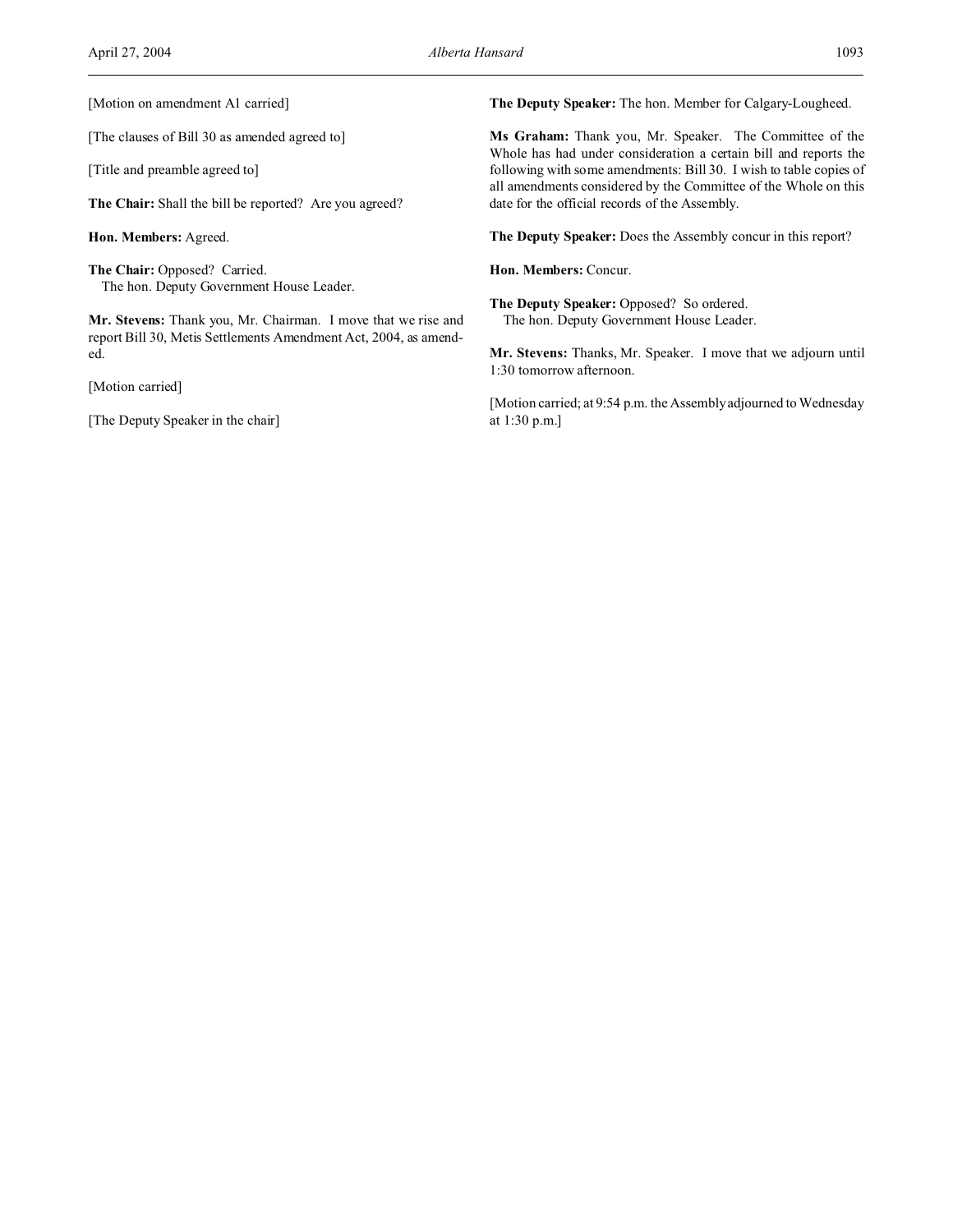[Motion on amendment A1 carried]

[The clauses of Bill 30 as amended agreed to]

[Title and preamble agreed to]

**The Chair:** Shall the bill be reported? Are you agreed?

**Hon. Members:** Agreed.

**The Chair:** Opposed? Carried.
The hon. Deputy Government House Leader.

**Mr. Stevens:** Thank you, Mr. Chairman. I move that we rise and report Bill 30, Metis Settlements Amendment Act, 2004, as amended.

[Motion carried]

[The Deputy Speaker in the chair]

**The Deputy Speaker:** The hon. Member for Calgary-Lougheed.

**Ms Graham:** Thank you, Mr. Speaker. The Committee of the Whole has had under consideration a certain bill and reports the following with some amendments: Bill 30. I wish to table copies of all amendments considered by the Committee of the Whole on this date for the official records of the Assembly.

**The Deputy Speaker:** Does the Assembly concur in this report?

**Hon. Members:** Concur.

**The Deputy Speaker:** Opposed? So ordered.
The hon. Deputy Government House Leader.

**Mr. Stevens:** Thanks, Mr. Speaker. I move that we adjourn until 1:30 tomorrow afternoon.

[Motion carried; at 9:54 p.m. the Assembly adjourned to Wednesday at 1:30 p.m.]